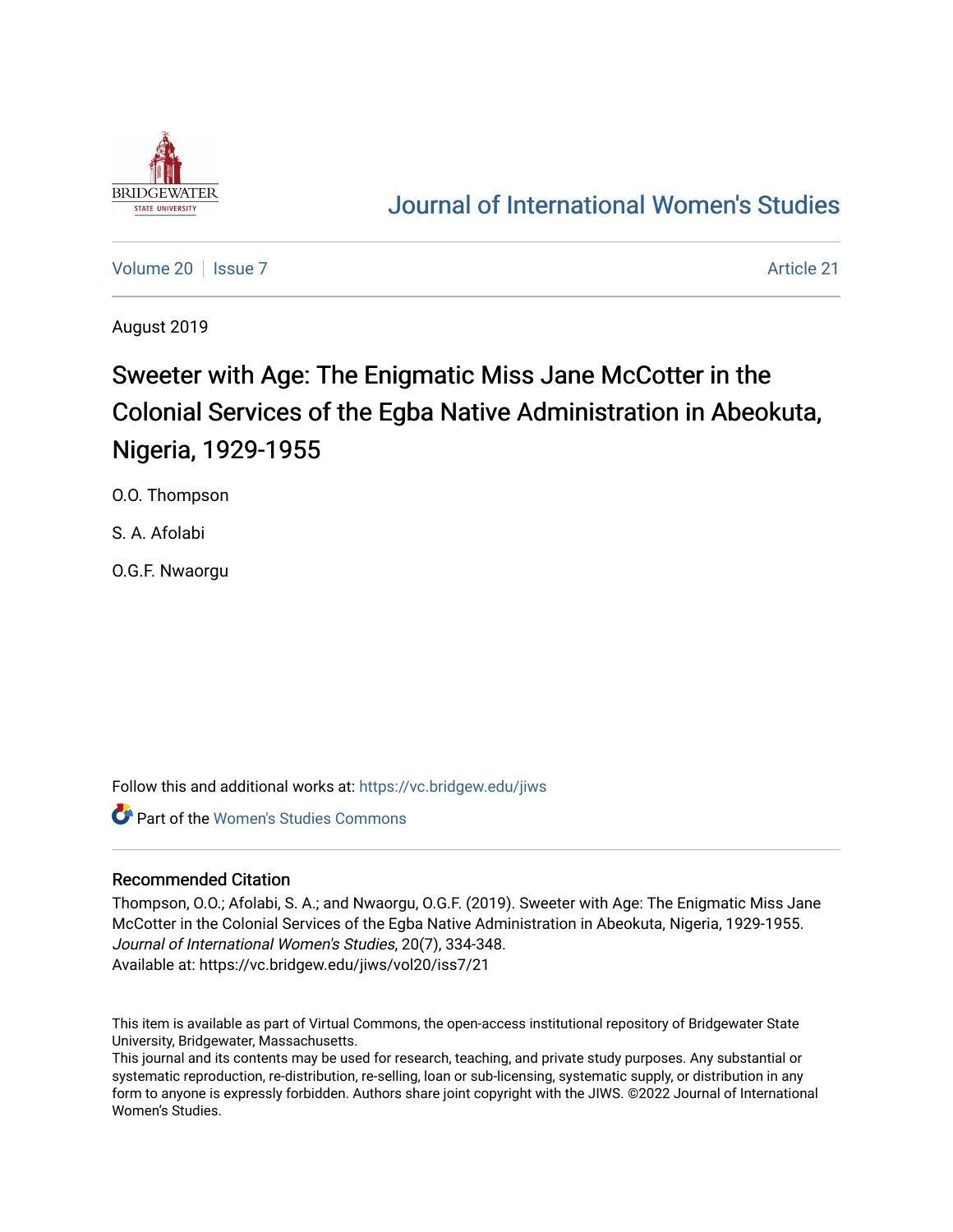Journal of International Women's Studies

Volume 20 | Issue 7 | Article 21

August 2019

# Sweeter with Age: The Enigmatic Miss Jane McCotter in the Colonial Services of the Egba Native Administration in Abeokuta, Nigeria, 1929-1955

O.O. Thompson

S. A. Afolabi

O.G.F. Nwaorgu

Follow this and additional works at: https://vc.bridgew.edu/jiws

Part of the Women's Studies Commons

## Recommended Citation

Thompson, O.O.; Afolabi, S. A.; and Nwaorgu, O.G.F. (2019). Sweeter with Age: The Enigmatic Miss Jane McCotter in the Colonial Services of the Egba Native Administration in Abeokuta, Nigeria, 1929-1955. *Journal of International Women's Studies*, 20(7), 334-348.
Available at: https://vc.bridgew.edu/jiws/vol20/iss7/21

This item is available as part of Virtual Commons, the open-access institutional repository of Bridgewater State University, Bridgewater, Massachusetts.
This journal and its contents may be used for research, teaching, and private study purposes. Any substantial or systematic reproduction, re-distribution, re-selling, loan or sub-licensing, systematic supply, or distribution in any form to anyone is expressly forbidden. Authors share joint copyright with the JIWS. ©2022 Journal of International Women's Studies.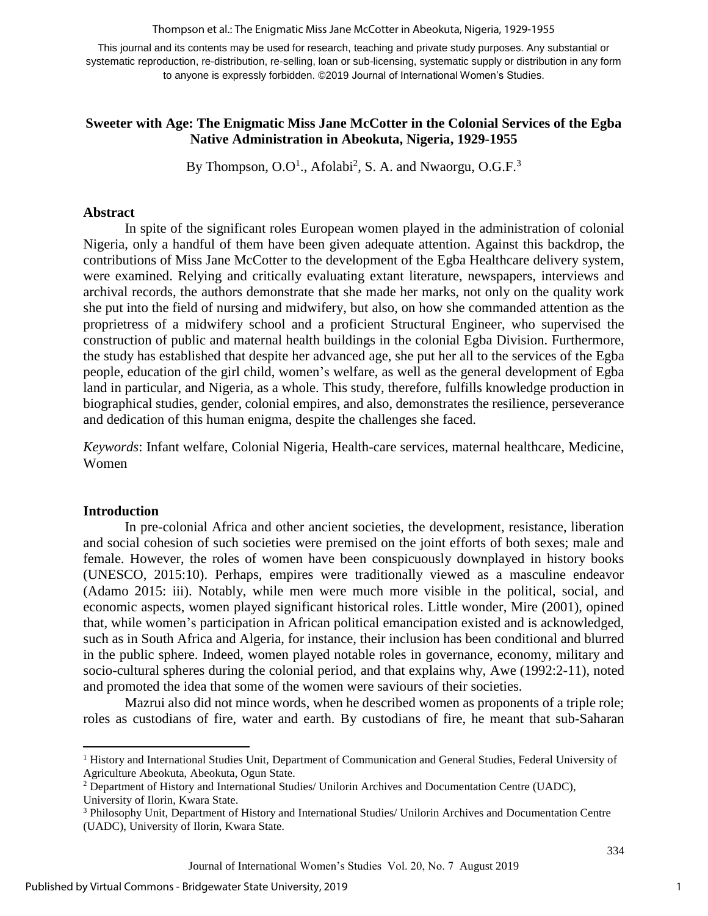This journal and its contents may be used for research, teaching and private study purposes. Any substantial or systematic reproduction, re-distribution, re-selling, loan or sub-licensing, systematic supply or distribution in any form to anyone is expressly forbidden. ©2019 Journal of International Women's Studies.

## Sweeter with Age: The Enigmatic Miss Jane McCotter in the Colonial Services of the Egba Native Administration in Abeokuta, Nigeria, 1929-1955

By Thompson, O.O[1]., Afolabi[2], S. A. and Nwaorgu, O.G.F.[3]

### Abstract

In spite of the significant roles European women played in the administration of colonial Nigeria, only a handful of them have been given adequate attention. Against this backdrop, the contributions of Miss Jane McCotter to the development of the Egba Healthcare delivery system, were examined. Relying and critically evaluating extant literature, newspapers, interviews and archival records, the authors demonstrate that she made her marks, not only on the quality work she put into the field of nursing and midwifery, but also, on how she commanded attention as the proprietress of a midwifery school and a proficient Structural Engineer, who supervised the construction of public and maternal health buildings in the colonial Egba Division. Furthermore, the study has established that despite her advanced age, she put her all to the services of the Egba people, education of the girl child, women's welfare, as well as the general development of Egba land in particular, and Nigeria, as a whole. This study, therefore, fulfills knowledge production in biographical studies, gender, colonial empires, and also, demonstrates the resilience, perseverance and dedication of this human enigma, despite the challenges she faced.

*Keywords*: Infant welfare, Colonial Nigeria, Health-care services, maternal healthcare, Medicine, Women

### Introduction

In pre-colonial Africa and other ancient societies, the development, resistance, liberation and social cohesion of such societies were premised on the joint efforts of both sexes; male and female. However, the roles of women have been conspicuously downplayed in history books (UNESCO, 2015:10). Perhaps, empires were traditionally viewed as a masculine endeavor (Adamo 2015: iii). Notably, while men were much more visible in the political, social, and economic aspects, women played significant historical roles. Little wonder, Mire (2001), opined that, while women's participation in African political emancipation existed and is acknowledged, such as in South Africa and Algeria, for instance, their inclusion has been conditional and blurred in the public sphere. Indeed, women played notable roles in governance, economy, military and socio-cultural spheres during the colonial period, and that explains why, Awe (1992:2-11), noted and promoted the idea that some of the women were saviours of their societies.

Mazrui also did not mince words, when he described women as proponents of a triple role; roles as custodians of fire, water and earth. By custodians of fire, he meant that sub-Saharan

---

[1] History and International Studies Unit, Department of Communication and General Studies, Federal University of Agriculture Abeokuta, Abeokuta, Ogun State.

[2] Department of History and International Studies/ Unilorin Archives and Documentation Centre (UADC), University of Ilorin, Kwara State.

[3] Philosophy Unit, Department of History and International Studies/ Unilorin Archives and Documentation Centre (UADC), University of Ilorin, Kwara State.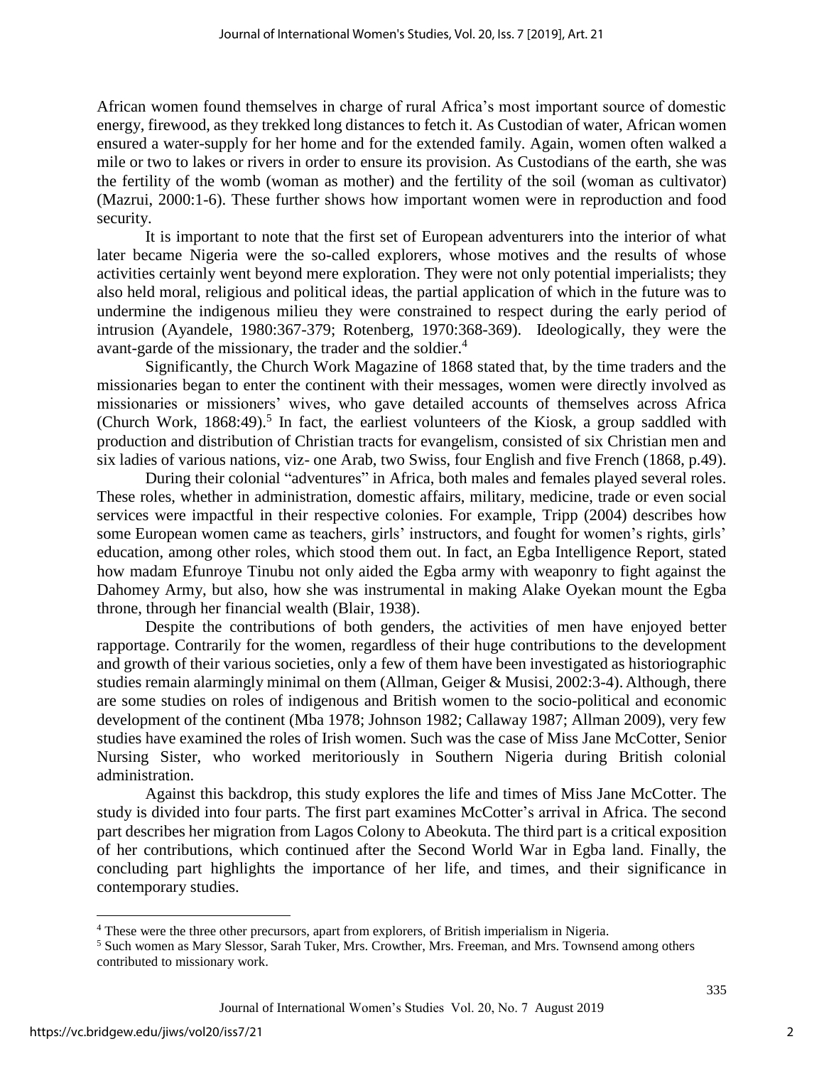African women found themselves in charge of rural Africa's most important source of domestic energy, firewood, as they trekked long distances to fetch it. As Custodian of water, African women ensured a water-supply for her home and for the extended family. Again, women often walked a mile or two to lakes or rivers in order to ensure its provision. As Custodians of the earth, she was the fertility of the womb (woman as mother) and the fertility of the soil (woman as cultivator) (Mazrui, 2000:1-6). These further shows how important women were in reproduction and food security.

It is important to note that the first set of European adventurers into the interior of what later became Nigeria were the so-called explorers, whose motives and the results of whose activities certainly went beyond mere exploration. They were not only potential imperialists; they also held moral, religious and political ideas, the partial application of which in the future was to undermine the indigenous milieu they were constrained to respect during the early period of intrusion (Ayandele, 1980:367-379; Rotenberg, 1970:368-369). Ideologically, they were the avant-garde of the missionary, the trader and the soldier.[4]

Significantly, the Church Work Magazine of 1868 stated that, by the time traders and the missionaries began to enter the continent with their messages, women were directly involved as missionaries or missioners' wives, who gave detailed accounts of themselves across Africa (Church Work, 1868:49).[5] In fact, the earliest volunteers of the Kiosk, a group saddled with production and distribution of Christian tracts for evangelism, consisted of six Christian men and six ladies of various nations, viz- one Arab, two Swiss, four English and five French (1868, p.49).

During their colonial "adventures" in Africa, both males and females played several roles. These roles, whether in administration, domestic affairs, military, medicine, trade or even social services were impactful in their respective colonies. For example, Tripp (2004) describes how some European women came as teachers, girls' instructors, and fought for women's rights, girls' education, among other roles, which stood them out. In fact, an Egba Intelligence Report, stated how madam Efunroye Tinubu not only aided the Egba army with weaponry to fight against the Dahomey Army, but also, how she was instrumental in making Alake Oyekan mount the Egba throne, through her financial wealth (Blair, 1938).

Despite the contributions of both genders, the activities of men have enjoyed better rapportage. Contrarily for the women, regardless of their huge contributions to the development and growth of their various societies, only a few of them have been investigated as historiographic studies remain alarmingly minimal on them (Allman, Geiger & Musisi, 2002:3-4). Although, there are some studies on roles of indigenous and British women to the socio-political and economic development of the continent (Mba 1978; Johnson 1982; Callaway 1987; Allman 2009), very few studies have examined the roles of Irish women. Such was the case of Miss Jane McCotter, Senior Nursing Sister, who worked meritoriously in Southern Nigeria during British colonial administration.

Against this backdrop, this study explores the life and times of Miss Jane McCotter. The study is divided into four parts. The first part examines McCotter's arrival in Africa. The second part describes her migration from Lagos Colony to Abeokuta. The third part is a critical exposition of her contributions, which continued after the Second World War in Egba land. Finally, the concluding part highlights the importance of her life, and times, and their significance in contemporary studies.

---

[4] These were the three other precursors, apart from explorers, of British imperialism in Nigeria.

[5] Such women as Mary Slessor, Sarah Tuker, Mrs. Crowther, Mrs. Freeman, and Mrs. Townsend among others contributed to missionary work.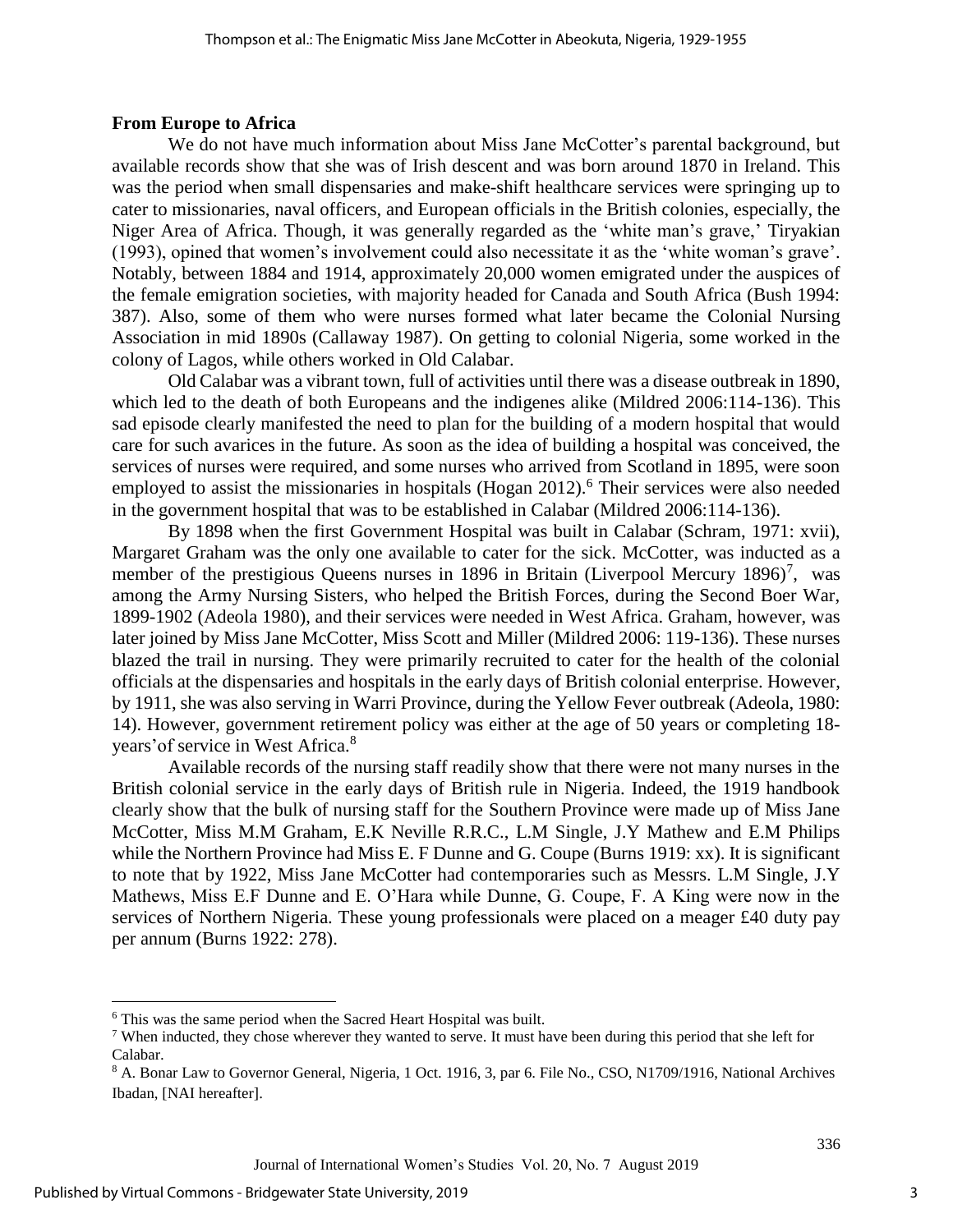**From Europe to Africa**

We do not have much information about Miss Jane McCotter's parental background, but available records show that she was of Irish descent and was born around 1870 in Ireland. This was the period when small dispensaries and make-shift healthcare services were springing up to cater to missionaries, naval officers, and European officials in the British colonies, especially, the Niger Area of Africa. Though, it was generally regarded as the 'white man's grave,' Tiryakian (1993), opined that women's involvement could also necessitate it as the 'white woman's grave'. Notably, between 1884 and 1914, approximately 20,000 women emigrated under the auspices of the female emigration societies, with majority headed for Canada and South Africa (Bush 1994: 387). Also, some of them who were nurses formed what later became the Colonial Nursing Association in mid 1890s (Callaway 1987). On getting to colonial Nigeria, some worked in the colony of Lagos, while others worked in Old Calabar.

Old Calabar was a vibrant town, full of activities until there was a disease outbreak in 1890, which led to the death of both Europeans and the indigenes alike (Mildred 2006:114-136). This sad episode clearly manifested the need to plan for the building of a modern hospital that would care for such avarices in the future. As soon as the idea of building a hospital was conceived, the services of nurses were required, and some nurses who arrived from Scotland in 1895, were soon employed to assist the missionaries in hospitals (Hogan 2012).[6] Their services were also needed in the government hospital that was to be established in Calabar (Mildred 2006:114-136).

By 1898 when the first Government Hospital was built in Calabar (Schram, 1971: xvii), Margaret Graham was the only one available to cater for the sick. McCotter, was inducted as a member of the prestigious Queens nurses in 1896 in Britain (Liverpool Mercury 1896)[7], was among the Army Nursing Sisters, who helped the British Forces, during the Second Boer War, 1899-1902 (Adeola 1980), and their services were needed in West Africa. Graham, however, was later joined by Miss Jane McCotter, Miss Scott and Miller (Mildred 2006: 119-136). These nurses blazed the trail in nursing. They were primarily recruited to cater for the health of the colonial officials at the dispensaries and hospitals in the early days of British colonial enterprise. However, by 1911, she was also serving in Warri Province, during the Yellow Fever outbreak (Adeola, 1980: 14). However, government retirement policy was either at the age of 50 years or completing 18-years'of service in West Africa.[8]

Available records of the nursing staff readily show that there were not many nurses in the British colonial service in the early days of British rule in Nigeria. Indeed, the 1919 handbook clearly show that the bulk of nursing staff for the Southern Province were made up of Miss Jane McCotter, Miss M.M Graham, E.K Neville R.R.C., L.M Single, J.Y Mathew and E.M Philips while the Northern Province had Miss E. F Dunne and G. Coupe (Burns 1919: xx). It is significant to note that by 1922, Miss Jane McCotter had contemporaries such as Messrs. L.M Single, J.Y Mathews, Miss E.F Dunne and E. O'Hara while Dunne, G. Coupe, F. A King were now in the services of Northern Nigeria. These young professionals were placed on a meager £40 duty pay per annum (Burns 1922: 278).

---

[6] This was the same period when the Sacred Heart Hospital was built.

[7] When inducted, they chose wherever they wanted to serve. It must have been during this period that she left for Calabar.

[8] A. Bonar Law to Governor General, Nigeria, 1 Oct. 1916, 3, par 6. File No., CSO, N1709/1916, National Archives Ibadan, [NAI hereafter].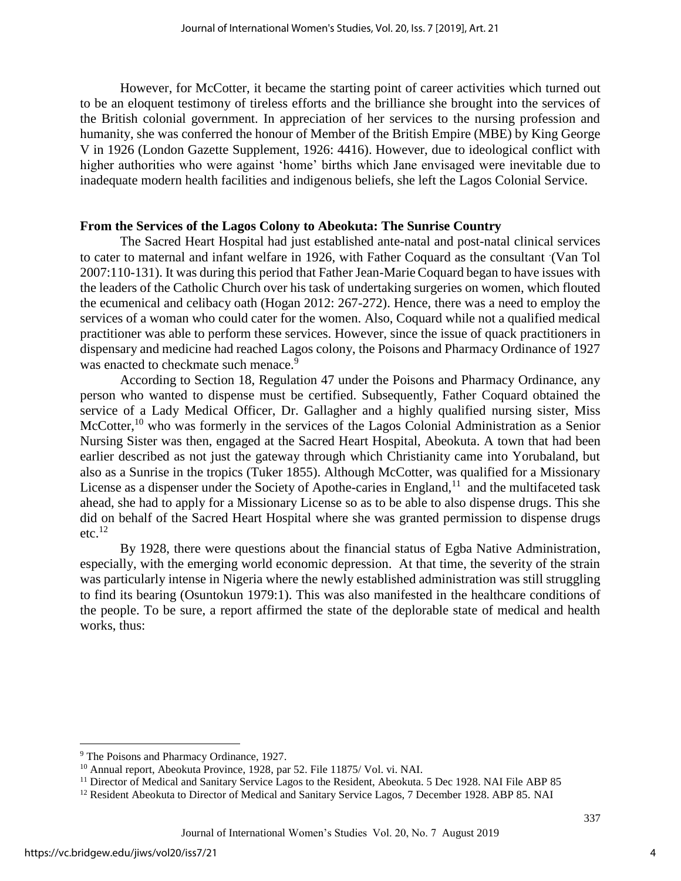However, for McCotter, it became the starting point of career activities which turned out to be an eloquent testimony of tireless efforts and the brilliance she brought into the services of the British colonial government. In appreciation of her services to the nursing profession and humanity, she was conferred the honour of Member of the British Empire (MBE) by King George V in 1926 (London Gazette Supplement, 1926: 4416). However, due to ideological conflict with higher authorities who were against 'home' births which Jane envisaged were inevitable due to inadequate modern health facilities and indigenous beliefs, she left the Lagos Colonial Service.

## From the Services of the Lagos Colony to Abeokuta: The Sunrise Country

The Sacred Heart Hospital had just established ante-natal and post-natal clinical services to cater to maternal and infant welfare in 1926, with Father Coquard as the consultant (Van Tol 2007:110-131). It was during this period that Father Jean-Marie Coquard began to have issues with the leaders of the Catholic Church over his task of undertaking surgeries on women, which flouted the ecumenical and celibacy oath (Hogan 2012: 267-272). Hence, there was a need to employ the services of a woman who could cater for the women. Also, Coquard while not a qualified medical practitioner was able to perform these services. However, since the issue of quack practitioners in dispensary and medicine had reached Lagos colony, the Poisons and Pharmacy Ordinance of 1927 was enacted to checkmate such menace.[9]

According to Section 18, Regulation 47 under the Poisons and Pharmacy Ordinance, any person who wanted to dispense must be certified. Subsequently, Father Coquard obtained the service of a Lady Medical Officer, Dr. Gallagher and a highly qualified nursing sister, Miss McCotter,[10] who was formerly in the services of the Lagos Colonial Administration as a Senior Nursing Sister was then, engaged at the Sacred Heart Hospital, Abeokuta. A town that had been earlier described as not just the gateway through which Christianity came into Yorubaland, but also as a Sunrise in the tropics (Tuker 1855). Although McCotter, was qualified for a Missionary License as a dispenser under the Society of Apothe-caries in England,[11] and the multifaceted task ahead, she had to apply for a Missionary License so as to be able to also dispense drugs. This she did on behalf of the Sacred Heart Hospital where she was granted permission to dispense drugs etc.[12]

By 1928, there were questions about the financial status of Egba Native Administration, especially, with the emerging world economic depression. At that time, the severity of the strain was particularly intense in Nigeria where the newly established administration was still struggling to find its bearing (Osuntokun 1979:1). This was also manifested in the healthcare conditions of the people. To be sure, a report affirmed the state of the deplorable state of medical and health works, thus:

---

[9] The Poisons and Pharmacy Ordinance, 1927.

[10] Annual report, Abeokuta Province, 1928, par 52. File 11875/ Vol. vi. NAI.

[11] Director of Medical and Sanitary Service Lagos to the Resident, Abeokuta. 5 Dec 1928. NAI File ABP 85

[12] Resident Abeokuta to Director of Medical and Sanitary Service Lagos, 7 December 1928. ABP 85. NAI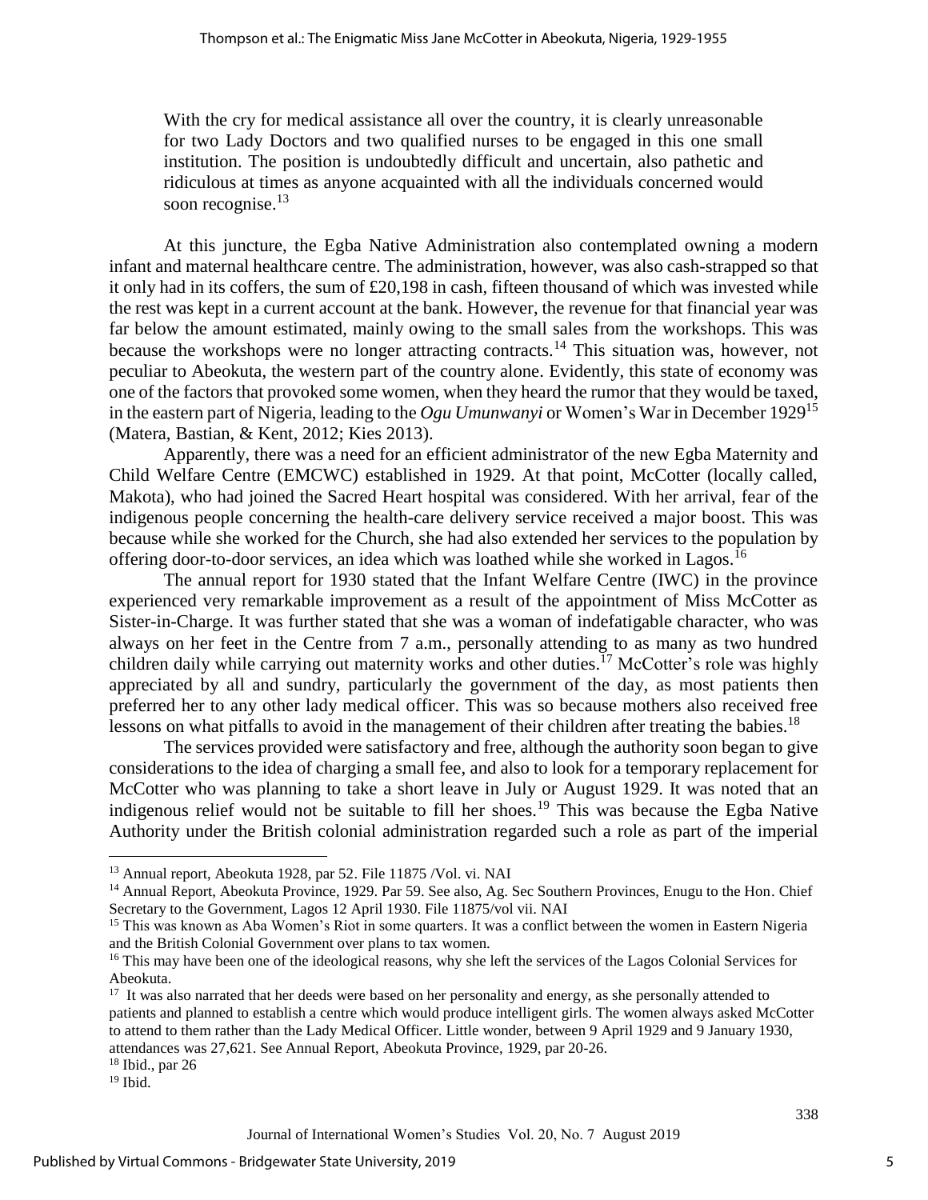> With the cry for medical assistance all over the country, it is clearly unreasonable for two Lady Doctors and two qualified nurses to be engaged in this one small institution. The position is undoubtedly difficult and uncertain, also pathetic and ridiculous at times as anyone acquainted with all the individuals concerned would soon recognise.[13]

At this juncture, the Egba Native Administration also contemplated owning a modern infant and maternal healthcare centre. The administration, however, was also cash-strapped so that it only had in its coffers, the sum of £20,198 in cash, fifteen thousand of which was invested while the rest was kept in a current account at the bank. However, the revenue for that financial year was far below the amount estimated, mainly owing to the small sales from the workshops. This was because the workshops were no longer attracting contracts.[14] This situation was, however, not peculiar to Abeokuta, the western part of the country alone. Evidently, this state of economy was one of the factors that provoked some women, when they heard the rumor that they would be taxed, in the eastern part of Nigeria, leading to the *Ogu Umunwanyi* or Women's War in December 1929[15] (Matera, Bastian, & Kent, 2012; Kies 2013).

Apparently, there was a need for an efficient administrator of the new Egba Maternity and Child Welfare Centre (EMCWC) established in 1929. At that point, McCotter (locally called, Makota), who had joined the Sacred Heart hospital was considered. With her arrival, fear of the indigenous people concerning the health-care delivery service received a major boost. This was because while she worked for the Church, she had also extended her services to the population by offering door-to-door services, an idea which was loathed while she worked in Lagos.[16]

The annual report for 1930 stated that the Infant Welfare Centre (IWC) in the province experienced very remarkable improvement as a result of the appointment of Miss McCotter as Sister-in-Charge. It was further stated that she was a woman of indefatigable character, who was always on her feet in the Centre from 7 a.m., personally attending to as many as two hundred children daily while carrying out maternity works and other duties.[17] McCotter's role was highly appreciated by all and sundry, particularly the government of the day, as most patients then preferred her to any other lady medical officer. This was so because mothers also received free lessons on what pitfalls to avoid in the management of their children after treating the babies.[18]

The services provided were satisfactory and free, although the authority soon began to give considerations to the idea of charging a small fee, and also to look for a temporary replacement for McCotter who was planning to take a short leave in July or August 1929. It was noted that an indigenous relief would not be suitable to fill her shoes.[19] This was because the Egba Native Authority under the British colonial administration regarded such a role as part of the imperial

---

[13] Annual report, Abeokuta 1928, par 52. File 11875 /Vol. vi. NAI

[14] Annual Report, Abeokuta Province, 1929. Par 59. See also, Ag. Sec Southern Provinces, Enugu to the Hon. Chief Secretary to the Government, Lagos 12 April 1930. File 11875/vol vii. NAI

[15] This was known as Aba Women's Riot in some quarters. It was a conflict between the women in Eastern Nigeria and the British Colonial Government over plans to tax women.

[16] This may have been one of the ideological reasons, why she left the services of the Lagos Colonial Services for Abeokuta.

[17] It was also narrated that her deeds were based on her personality and energy, as she personally attended to patients and planned to establish a centre which would produce intelligent girls. The women always asked McCotter to attend to them rather than the Lady Medical Officer. Little wonder, between 9 April 1929 and 9 January 1930, attendances was 27,621. See Annual Report, Abeokuta Province, 1929, par 20-26.

[18] Ibid., par 26

[19] Ibid.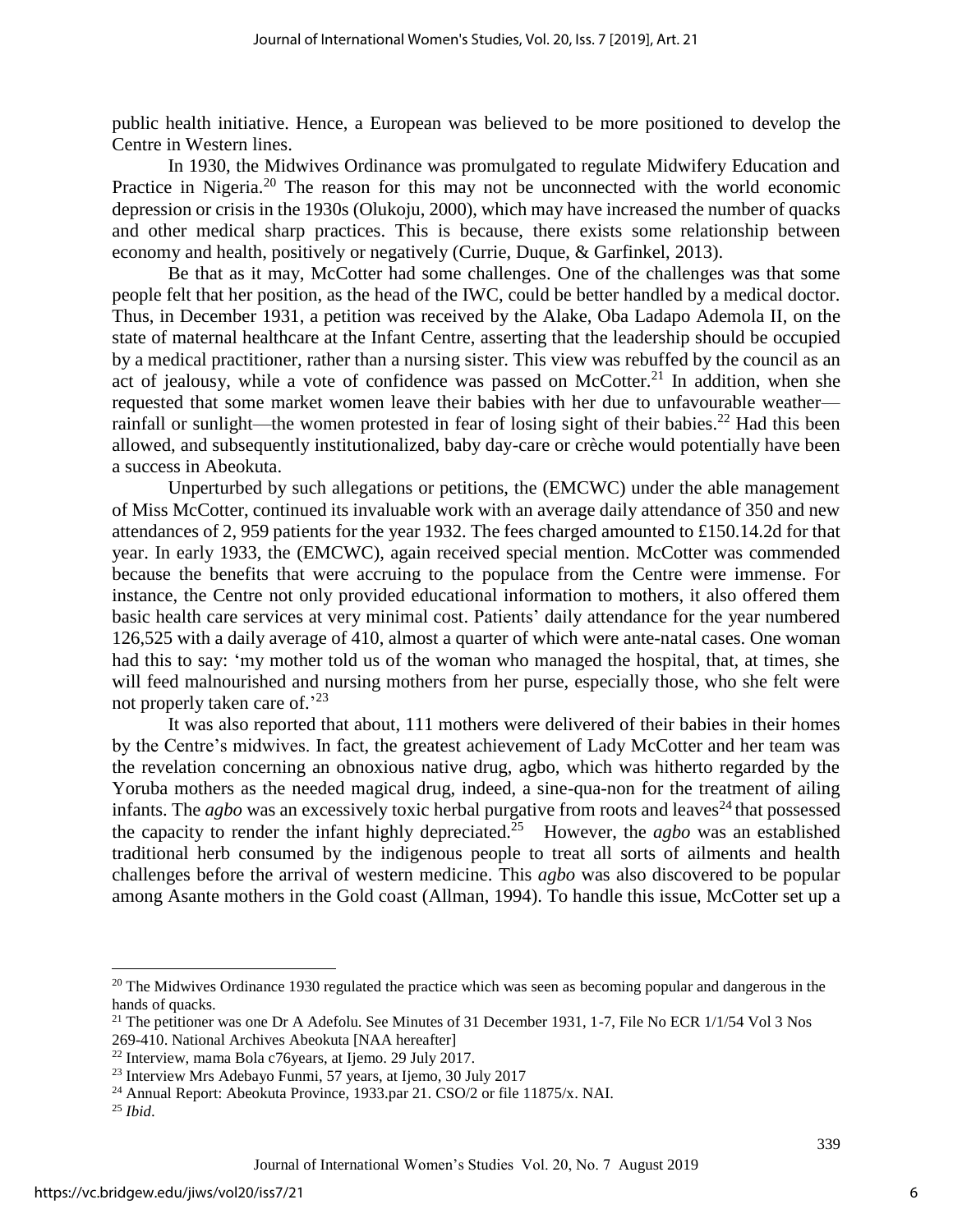public health initiative. Hence, a European was believed to be more positioned to develop the Centre in Western lines.

In 1930, the Midwives Ordinance was promulgated to regulate Midwifery Education and Practice in Nigeria.[20] The reason for this may not be unconnected with the world economic depression or crisis in the 1930s (Olukoju, 2000), which may have increased the number of quacks and other medical sharp practices. This is because, there exists some relationship between economy and health, positively or negatively (Currie, Duque, & Garfinkel, 2013).

Be that as it may, McCotter had some challenges. One of the challenges was that some people felt that her position, as the head of the IWC, could be better handled by a medical doctor. Thus, in December 1931, a petition was received by the Alake, Oba Ladapo Ademola II, on the state of maternal healthcare at the Infant Centre, asserting that the leadership should be occupied by a medical practitioner, rather than a nursing sister. This view was rebuffed by the council as an act of jealousy, while a vote of confidence was passed on McCotter.[21] In addition, when she requested that some market women leave their babies with her due to unfavourable weather—rainfall or sunlight—the women protested in fear of losing sight of their babies.[22] Had this been allowed, and subsequently institutionalized, baby day-care or crèche would potentially have been a success in Abeokuta.

Unperturbed by such allegations or petitions, the (EMCWC) under the able management of Miss McCotter, continued its invaluable work with an average daily attendance of 350 and new attendances of 2, 959 patients for the year 1932. The fees charged amounted to £150.14.2d for that year. In early 1933, the (EMCWC), again received special mention. McCotter was commended because the benefits that were accruing to the populace from the Centre were immense. For instance, the Centre not only provided educational information to mothers, it also offered them basic health care services at very minimal cost. Patients' daily attendance for the year numbered 126,525 with a daily average of 410, almost a quarter of which were ante-natal cases. One woman had this to say: 'my mother told us of the woman who managed the hospital, that, at times, she will feed malnourished and nursing mothers from her purse, especially those, who she felt were not properly taken care of.'[23]

It was also reported that about, 111 mothers were delivered of their babies in their homes by the Centre's midwives. In fact, the greatest achievement of Lady McCotter and her team was the revelation concerning an obnoxious native drug, agbo, which was hitherto regarded by the Yoruba mothers as the needed magical drug, indeed, a sine-qua-non for the treatment of ailing infants. The *agbo* was an excessively toxic herbal purgative from roots and leaves[24] that possessed the capacity to render the infant highly depreciated.[25] However, the *agbo* was an established traditional herb consumed by the indigenous people to treat all sorts of ailments and health challenges before the arrival of western medicine. This *agbo* was also discovered to be popular among Asante mothers in the Gold coast (Allman, 1994). To handle this issue, McCotter set up a

---

[20] The Midwives Ordinance 1930 regulated the practice which was seen as becoming popular and dangerous in the hands of quacks.

[21] The petitioner was one Dr A Adefolu. See Minutes of 31 December 1931, 1-7, File No ECR 1/1/54 Vol 3 Nos 269-410. National Archives Abeokuta [NAA hereafter]

[22] Interview, mama Bola c76years, at Ijemo. 29 July 2017.

[23] Interview Mrs Adebayo Funmi, 57 years, at Ijemo, 30 July 2017

[24] Annual Report: Abeokuta Province, 1933.par 21. CSO/2 or file 11875/x. NAI.

[25] *Ibid*.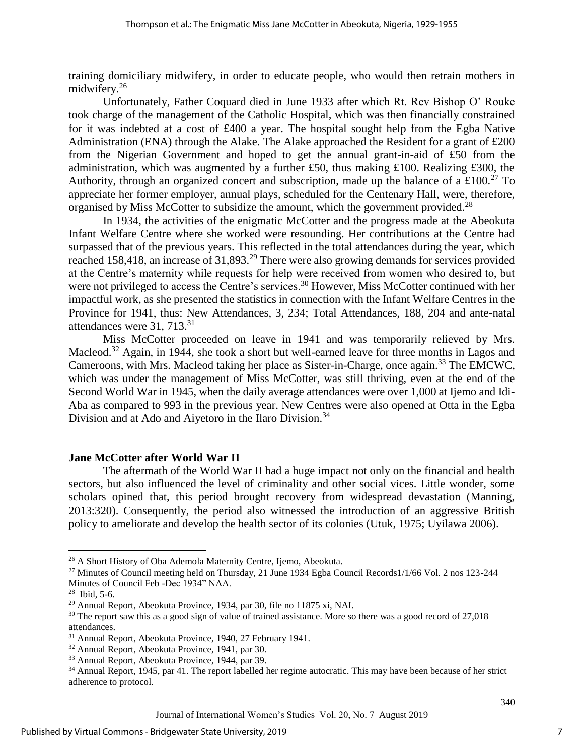training domiciliary midwifery, in order to educate people, who would then retrain mothers in midwifery.[26]

Unfortunately, Father Coquard died in June 1933 after which Rt. Rev Bishop O' Rouke took charge of the management of the Catholic Hospital, which was then financially constrained for it was indebted at a cost of £400 a year. The hospital sought help from the Egba Native Administration (ENA) through the Alake. The Alake approached the Resident for a grant of £200 from the Nigerian Government and hoped to get the annual grant-in-aid of £50 from the administration, which was augmented by a further £50, thus making £100. Realizing £300, the Authority, through an organized concert and subscription, made up the balance of a £100.[27] To appreciate her former employer, annual plays, scheduled for the Centenary Hall, were, therefore, organised by Miss McCotter to subsidize the amount, which the government provided.[28]

In 1934, the activities of the enigmatic McCotter and the progress made at the Abeokuta Infant Welfare Centre where she worked were resounding. Her contributions at the Centre had surpassed that of the previous years. This reflected in the total attendances during the year, which reached 158,418, an increase of 31,893.[29] There were also growing demands for services provided at the Centre's maternity while requests for help were received from women who desired to, but were not privileged to access the Centre's services.[30] However, Miss McCotter continued with her impactful work, as she presented the statistics in connection with the Infant Welfare Centres in the Province for 1941, thus: New Attendances, 3, 234; Total Attendances, 188, 204 and ante-natal attendances were 31, 713.[31]

Miss McCotter proceeded on leave in 1941 and was temporarily relieved by Mrs. Macleod.[32] Again, in 1944, she took a short but well-earned leave for three months in Lagos and Cameroons, with Mrs. Macleod taking her place as Sister-in-Charge, once again.[33] The EMCWC, which was under the management of Miss McCotter, was still thriving, even at the end of the Second World War in 1945, when the daily average attendances were over 1,000 at Ijemo and Idi-Aba as compared to 993 in the previous year. New Centres were also opened at Otta in the Egba Division and at Ado and Aiyetoro in the Ilaro Division.[34]

## Jane McCotter after World War II

The aftermath of the World War II had a huge impact not only on the financial and health sectors, but also influenced the level of criminality and other social vices. Little wonder, some scholars opined that, this period brought recovery from widespread devastation (Manning, 2013:320). Consequently, the period also witnessed the introduction of an aggressive British policy to ameliorate and develop the health sector of its colonies (Utuk, 1975; Uyilawa 2006).

---

[26] A Short History of Oba Ademola Maternity Centre, Ijemo, Abeokuta.

[27] Minutes of Council meeting held on Thursday, 21 June 1934 Egba Council Records1/1/66 Vol. 2 nos 123-244 Minutes of Council Feb -Dec 1934" NAA.

[28] Ibid, 5-6.

[29] Annual Report, Abeokuta Province, 1934, par 30, file no 11875 xi, NAI.

[30] The report saw this as a good sign of value of trained assistance. More so there was a good record of 27,018 attendances.

[31] Annual Report, Abeokuta Province, 1940, 27 February 1941.

[32] Annual Report, Abeokuta Province, 1941, par 30.

[33] Annual Report, Abeokuta Province, 1944, par 39.

[34] Annual Report, 1945, par 41. The report labelled her regime autocratic. This may have been because of her strict adherence to protocol.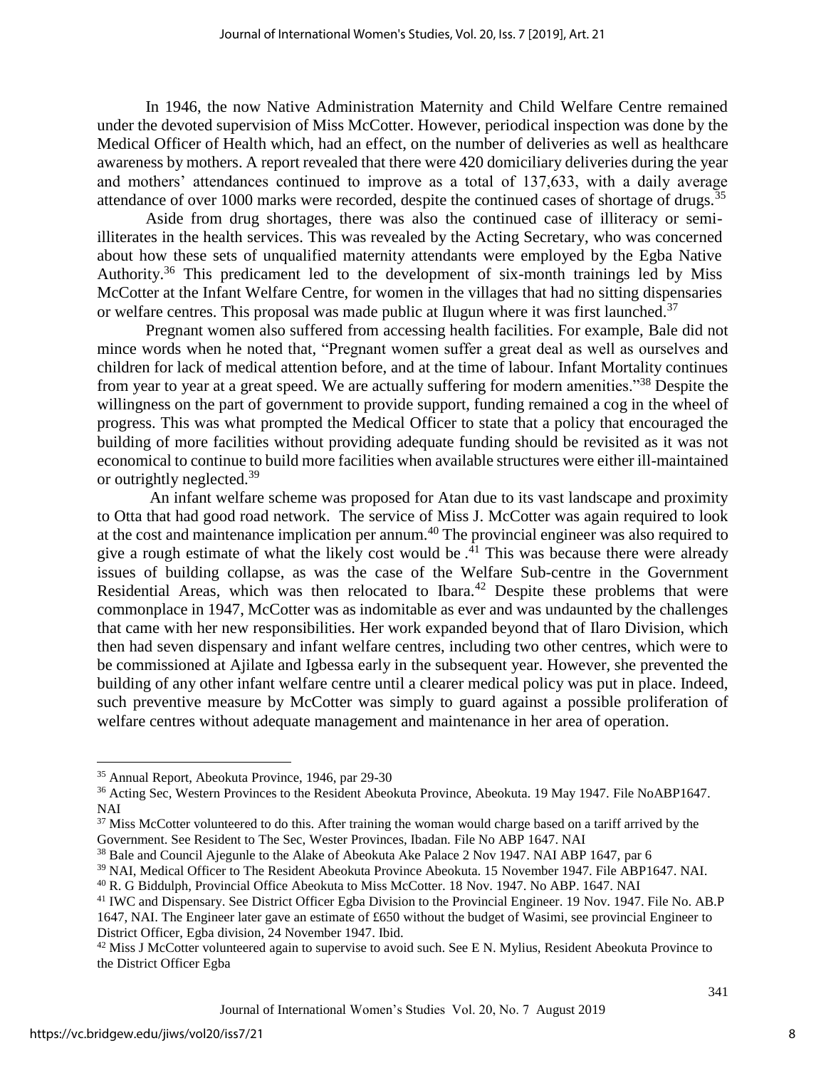In 1946, the now Native Administration Maternity and Child Welfare Centre remained under the devoted supervision of Miss McCotter. However, periodical inspection was done by the Medical Officer of Health which, had an effect, on the number of deliveries as well as healthcare awareness by mothers. A report revealed that there were 420 domiciliary deliveries during the year and mothers' attendances continued to improve as a total of 137,633, with a daily average attendance of over 1000 marks were recorded, despite the continued cases of shortage of drugs.[35]

Aside from drug shortages, there was also the continued case of illiteracy or semi-illiterates in the health services. This was revealed by the Acting Secretary, who was concerned about how these sets of unqualified maternity attendants were employed by the Egba Native Authority.[36] This predicament led to the development of six-month trainings led by Miss McCotter at the Infant Welfare Centre, for women in the villages that had no sitting dispensaries or welfare centres. This proposal was made public at Ilugun where it was first launched.[37]

Pregnant women also suffered from accessing health facilities. For example, Bale did not mince words when he noted that, "Pregnant women suffer a great deal as well as ourselves and children for lack of medical attention before, and at the time of labour. Infant Mortality continues from year to year at a great speed. We are actually suffering for modern amenities."[38] Despite the willingness on the part of government to provide support, funding remained a cog in the wheel of progress. This was what prompted the Medical Officer to state that a policy that encouraged the building of more facilities without providing adequate funding should be revisited as it was not economical to continue to build more facilities when available structures were either ill-maintained or outrightly neglected.[39]

An infant welfare scheme was proposed for Atan due to its vast landscape and proximity to Otta that had good road network. The service of Miss J. McCotter was again required to look at the cost and maintenance implication per annum.[40] The provincial engineer was also required to give a rough estimate of what the likely cost would be .[41] This was because there were already issues of building collapse, as was the case of the Welfare Sub-centre in the Government Residential Areas, which was then relocated to Ibara.[42] Despite these problems that were commonplace in 1947, McCotter was as indomitable as ever and was undaunted by the challenges that came with her new responsibilities. Her work expanded beyond that of Ilaro Division, which then had seven dispensary and infant welfare centres, including two other centres, which were to be commissioned at Ajilate and Igbessa early in the subsequent year. However, she prevented the building of any other infant welfare centre until a clearer medical policy was put in place. Indeed, such preventive measure by McCotter was simply to guard against a possible proliferation of welfare centres without adequate management and maintenance in her area of operation.

---

[35] Annual Report, Abeokuta Province, 1946, par 29-30

[36] Acting Sec, Western Provinces to the Resident Abeokuta Province, Abeokuta. 19 May 1947. File NoABP1647. NAI

[37] Miss McCotter volunteered to do this. After training the woman would charge based on a tariff arrived by the Government. See Resident to The Sec, Wester Provinces, Ibadan. File No ABP 1647. NAI

[38] Bale and Council Ajegunle to the Alake of Abeokuta Ake Palace 2 Nov 1947. NAI ABP 1647, par 6

[39] NAI, Medical Officer to The Resident Abeokuta Province Abeokuta. 15 November 1947. File ABP1647. NAI.

[40] R. G Biddulph, Provincial Office Abeokuta to Miss McCotter. 18 Nov. 1947. No ABP. 1647. NAI

[41] IWC and Dispensary. See District Officer Egba Division to the Provincial Engineer. 19 Nov. 1947. File No. AB.P 1647, NAI. The Engineer later gave an estimate of £650 without the budget of Wasimi, see provincial Engineer to District Officer, Egba division, 24 November 1947. Ibid.

[42] Miss J McCotter volunteered again to supervise to avoid such. See E N. Mylius, Resident Abeokuta Province to the District Officer Egba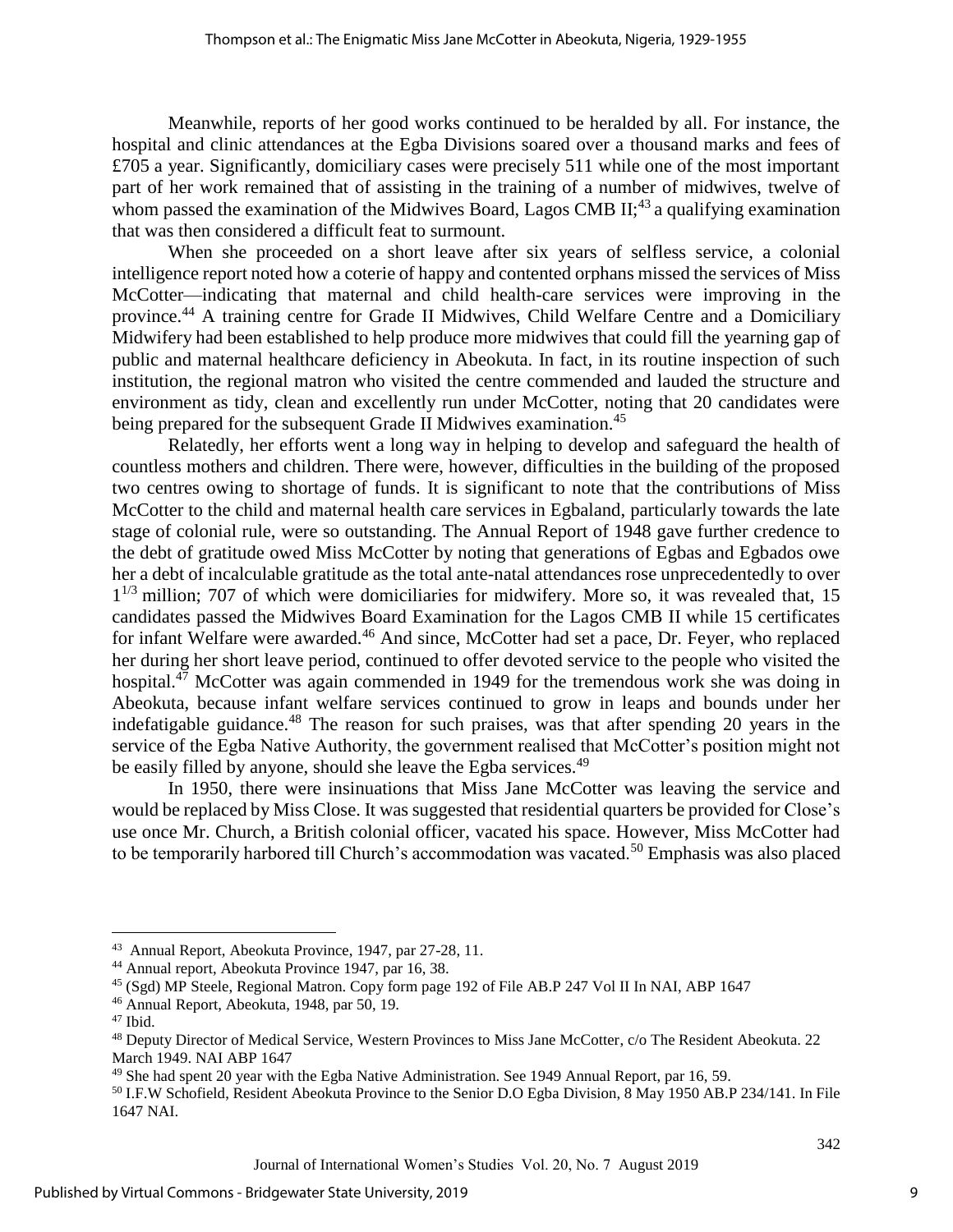Meanwhile, reports of her good works continued to be heralded by all. For instance, the hospital and clinic attendances at the Egba Divisions soared over a thousand marks and fees of £705 a year. Significantly, domiciliary cases were precisely 511 while one of the most important part of her work remained that of assisting in the training of a number of midwives, twelve of whom passed the examination of the Midwives Board, Lagos CMB II;[43] a qualifying examination that was then considered a difficult feat to surmount.

When she proceeded on a short leave after six years of selfless service, a colonial intelligence report noted how a coterie of happy and contented orphans missed the services of Miss McCotter—indicating that maternal and child health-care services were improving in the province.[44] A training centre for Grade II Midwives, Child Welfare Centre and a Domiciliary Midwifery had been established to help produce more midwives that could fill the yearning gap of public and maternal healthcare deficiency in Abeokuta. In fact, in its routine inspection of such institution, the regional matron who visited the centre commended and lauded the structure and environment as tidy, clean and excellently run under McCotter, noting that 20 candidates were being prepared for the subsequent Grade II Midwives examination.[45]

Relatedly, her efforts went a long way in helping to develop and safeguard the health of countless mothers and children. There were, however, difficulties in the building of the proposed two centres owing to shortage of funds. It is significant to note that the contributions of Miss McCotter to the child and maternal health care services in Egbaland, particularly towards the late stage of colonial rule, were so outstanding. The Annual Report of 1948 gave further credence to the debt of gratitude owed Miss McCotter by noting that generations of Egbas and Egbados owe her a debt of incalculable gratitude as the total ante-natal attendances rose unprecedentedly to over $1^{1/3}$ million; 707 of which were domiciliaries for midwifery. More so, it was revealed that, 15 candidates passed the Midwives Board Examination for the Lagos CMB II while 15 certificates for infant Welfare were awarded.[46] And since, McCotter had set a pace, Dr. Feyer, who replaced her during her short leave period, continued to offer devoted service to the people who visited the hospital.[47] McCotter was again commended in 1949 for the tremendous work she was doing in Abeokuta, because infant welfare services continued to grow in leaps and bounds under her indefatigable guidance.[48] The reason for such praises, was that after spending 20 years in the service of the Egba Native Authority, the government realised that McCotter's position might not be easily filled by anyone, should she leave the Egba services.[49]

In 1950, there were insinuations that Miss Jane McCotter was leaving the service and would be replaced by Miss Close. It was suggested that residential quarters be provided for Close's use once Mr. Church, a British colonial officer, vacated his space. However, Miss McCotter had to be temporarily harbored till Church's accommodation was vacated.[50] Emphasis was also placed

---

[43] Annual Report, Abeokuta Province, 1947, par 27-28, 11.

[44] Annual report, Abeokuta Province 1947, par 16, 38.

[45] (Sgd) MP Steele, Regional Matron. Copy form page 192 of File AB.P 247 Vol II In NAI, ABP 1647

[46] Annual Report, Abeokuta, 1948, par 50, 19.

[47] Ibid.

[48] Deputy Director of Medical Service, Western Provinces to Miss Jane McCotter, c/o The Resident Abeokuta. 22 March 1949. NAI ABP 1647

[49] She had spent 20 year with the Egba Native Administration. See 1949 Annual Report, par 16, 59.

[50] I.F.W Schofield, Resident Abeokuta Province to the Senior D.O Egba Division, 8 May 1950 AB.P 234/141. In File 1647 NAI.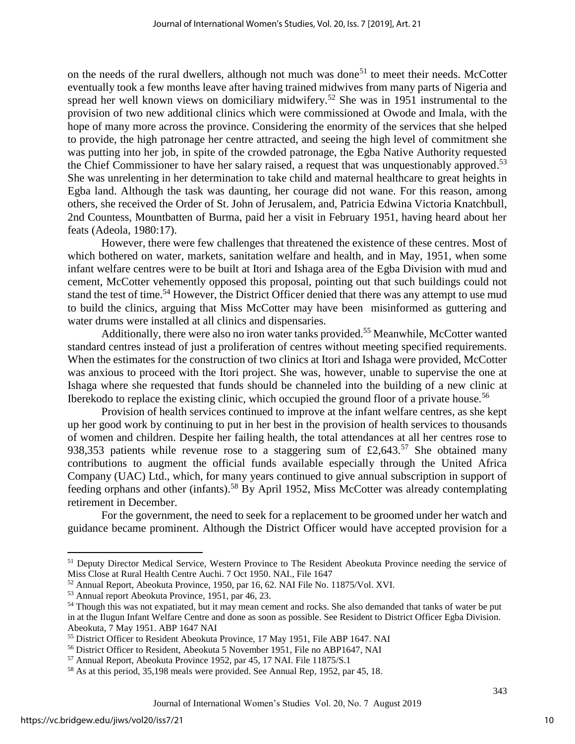on the needs of the rural dwellers, although not much was done[51] to meet their needs. McCotter eventually took a few months leave after having trained midwives from many parts of Nigeria and spread her well known views on domiciliary midwifery.[52] She was in 1951 instrumental to the provision of two new additional clinics which were commissioned at Owode and Imala, with the hope of many more across the province. Considering the enormity of the services that she helped to provide, the high patronage her centre attracted, and seeing the high level of commitment she was putting into her job, in spite of the crowded patronage, the Egba Native Authority requested the Chief Commissioner to have her salary raised, a request that was unquestionably approved.[53] She was unrelenting in her determination to take child and maternal healthcare to great heights in Egba land. Although the task was daunting, her courage did not wane. For this reason, among others, she received the Order of St. John of Jerusalem, and, Patricia Edwina Victoria Knatchbull, 2nd Countess, Mountbatten of Burma, paid her a visit in February 1951, having heard about her feats (Adeola, 1980:17).

However, there were few challenges that threatened the existence of these centres. Most of which bothered on water, markets, sanitation welfare and health, and in May, 1951, when some infant welfare centres were to be built at Itori and Ishaga area of the Egba Division with mud and cement, McCotter vehemently opposed this proposal, pointing out that such buildings could not stand the test of time.[54] However, the District Officer denied that there was any attempt to use mud to build the clinics, arguing that Miss McCotter may have been misinformed as guttering and water drums were installed at all clinics and dispensaries.

Additionally, there were also no iron water tanks provided.[55] Meanwhile, McCotter wanted standard centres instead of just a proliferation of centres without meeting specified requirements. When the estimates for the construction of two clinics at Itori and Ishaga were provided, McCotter was anxious to proceed with the Itori project. She was, however, unable to supervise the one at Ishaga where she requested that funds should be channeled into the building of a new clinic at Iberekodo to replace the existing clinic, which occupied the ground floor of a private house.[56]

Provision of health services continued to improve at the infant welfare centres, as she kept up her good work by continuing to put in her best in the provision of health services to thousands of women and children. Despite her failing health, the total attendances at all her centres rose to 938,353 patients while revenue rose to a staggering sum of £2,643.[57] She obtained many contributions to augment the official funds available especially through the United Africa Company (UAC) Ltd., which, for many years continued to give annual subscription in support of feeding orphans and other (infants).[58] By April 1952, Miss McCotter was already contemplating retirement in December.

For the government, the need to seek for a replacement to be groomed under her watch and guidance became prominent. Although the District Officer would have accepted provision for a

---

[51] Deputy Director Medical Service, Western Province to The Resident Abeokuta Province needing the service of Miss Close at Rural Health Centre Auchi. 7 Oct 1950. NAI., File 1647

[52] Annual Report, Abeokuta Province, 1950, par 16, 62. NAI File No. 11875/Vol. XVI.

[53] Annual report Abeokuta Province, 1951, par 46, 23.

[54] Though this was not expatiated, but it may mean cement and rocks. She also demanded that tanks of water be put in at the Ilugun Infant Welfare Centre and done as soon as possible. See Resident to District Officer Egba Division. Abeokuta, 7 May 1951. ABP 1647 NAI

[55] District Officer to Resident Abeokuta Province, 17 May 1951, File ABP 1647. NAI

[56] District Officer to Resident, Abeokuta 5 November 1951, File no ABP1647, NAI

[57] Annual Report, Abeokuta Province 1952, par 45, 17 NAI. File 11875/S.1

[58] As at this period, 35,198 meals were provided. See Annual Rep, 1952, par 45, 18.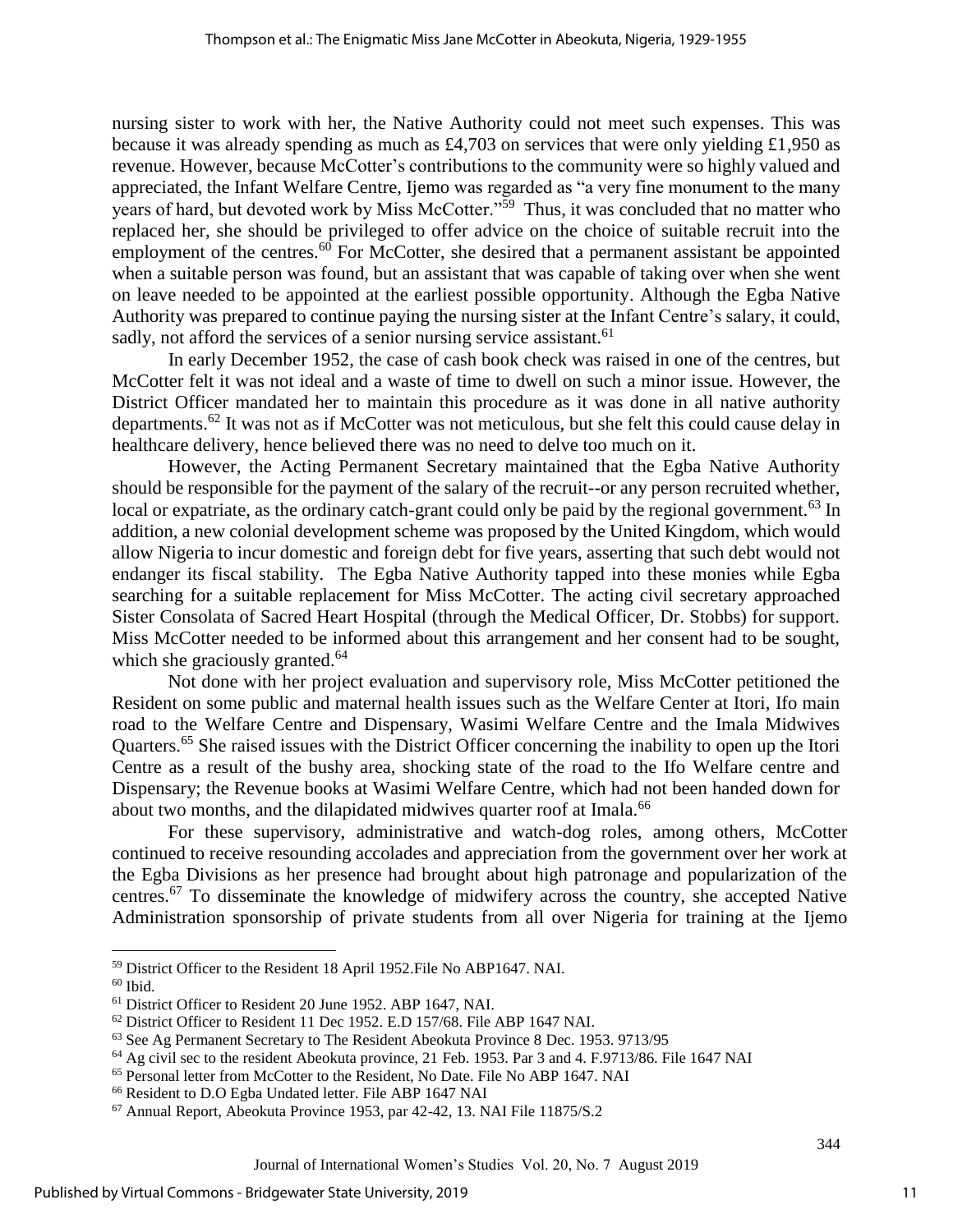nursing sister to work with her, the Native Authority could not meet such expenses. This was because it was already spending as much as £4,703 on services that were only yielding £1,950 as revenue. However, because McCotter's contributions to the community were so highly valued and appreciated, the Infant Welfare Centre, Ijemo was regarded as "a very fine monument to the many years of hard, but devoted work by Miss McCotter."[59] Thus, it was concluded that no matter who replaced her, she should be privileged to offer advice on the choice of suitable recruit into the employment of the centres.[60] For McCotter, she desired that a permanent assistant be appointed when a suitable person was found, but an assistant that was capable of taking over when she went on leave needed to be appointed at the earliest possible opportunity. Although the Egba Native Authority was prepared to continue paying the nursing sister at the Infant Centre's salary, it could, sadly, not afford the services of a senior nursing service assistant.[61]

In early December 1952, the case of cash book check was raised in one of the centres, but McCotter felt it was not ideal and a waste of time to dwell on such a minor issue. However, the District Officer mandated her to maintain this procedure as it was done in all native authority departments.[62] It was not as if McCotter was not meticulous, but she felt this could cause delay in healthcare delivery, hence believed there was no need to delve too much on it.

However, the Acting Permanent Secretary maintained that the Egba Native Authority should be responsible for the payment of the salary of the recruit--or any person recruited whether, local or expatriate, as the ordinary catch-grant could only be paid by the regional government.[63] In addition, a new colonial development scheme was proposed by the United Kingdom, which would allow Nigeria to incur domestic and foreign debt for five years, asserting that such debt would not endanger its fiscal stability. The Egba Native Authority tapped into these monies while Egba searching for a suitable replacement for Miss McCotter. The acting civil secretary approached Sister Consolata of Sacred Heart Hospital (through the Medical Officer, Dr. Stobbs) for support. Miss McCotter needed to be informed about this arrangement and her consent had to be sought, which she graciously granted.[64]

Not done with her project evaluation and supervisory role, Miss McCotter petitioned the Resident on some public and maternal health issues such as the Welfare Center at Itori, Ifo main road to the Welfare Centre and Dispensary, Wasimi Welfare Centre and the Imala Midwives Quarters.[65] She raised issues with the District Officer concerning the inability to open up the Itori Centre as a result of the bushy area, shocking state of the road to the Ifo Welfare centre and Dispensary; the Revenue books at Wasimi Welfare Centre, which had not been handed down for about two months, and the dilapidated midwives quarter roof at Imala.[66]

For these supervisory, administrative and watch-dog roles, among others, McCotter continued to receive resounding accolades and appreciation from the government over her work at the Egba Divisions as her presence had brought about high patronage and popularization of the centres.[67] To disseminate the knowledge of midwifery across the country, she accepted Native Administration sponsorship of private students from all over Nigeria for training at the Ijemo

---

[59] District Officer to the Resident 18 April 1952.File No ABP1647. NAI.

[60] Ibid.

[61] District Officer to Resident 20 June 1952. ABP 1647, NAI.

[62] District Officer to Resident 11 Dec 1952. E.D 157/68. File ABP 1647 NAI.

[63] See Ag Permanent Secretary to The Resident Abeokuta Province 8 Dec. 1953. 9713/95

[64] Ag civil sec to the resident Abeokuta province, 21 Feb. 1953. Par 3 and 4. F.9713/86. File 1647 NAI

[65] Personal letter from McCotter to the Resident, No Date. File No ABP 1647. NAI

[66] Resident to D.O Egba Undated letter. File ABP 1647 NAI

[67] Annual Report, Abeokuta Province 1953, par 42-42, 13. NAI File 11875/S.2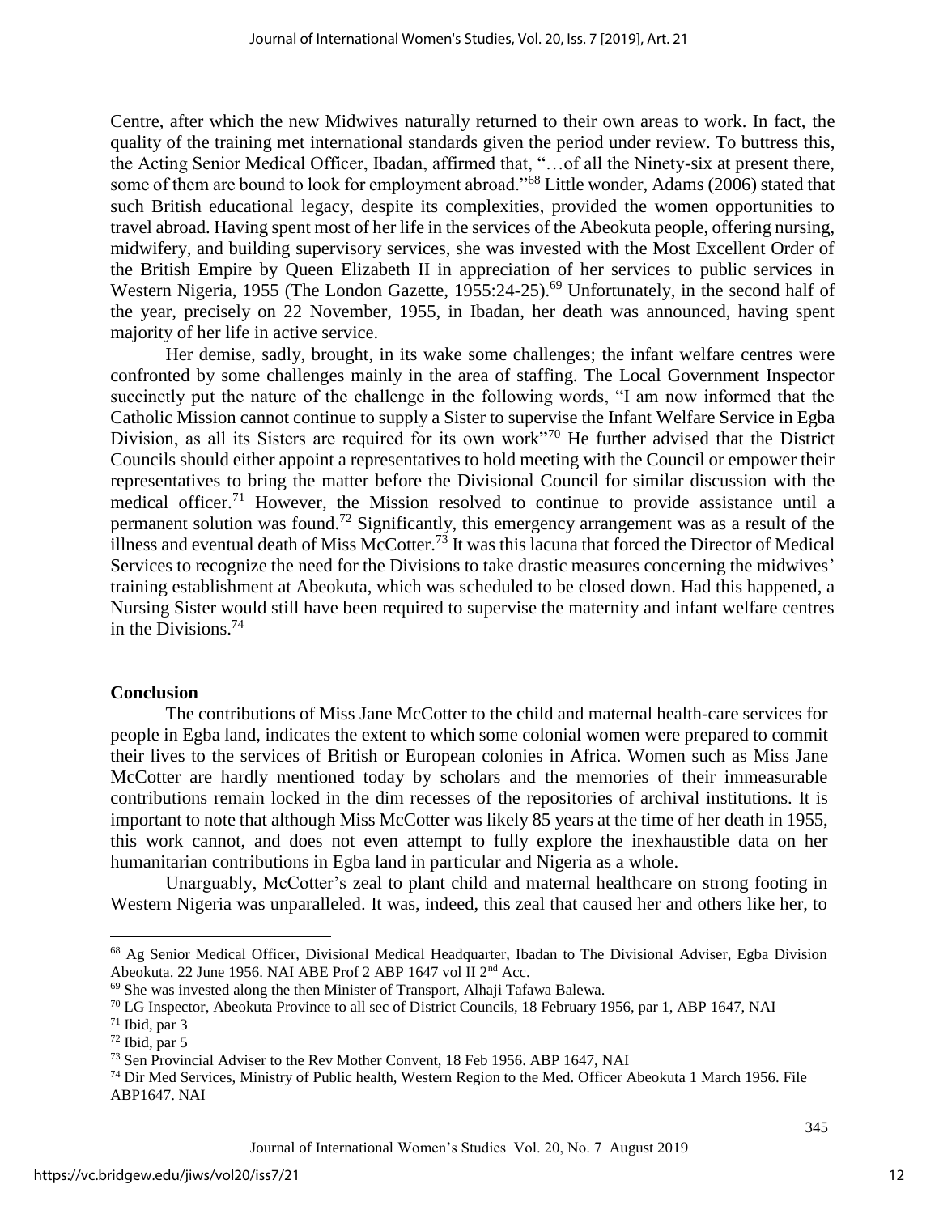Centre, after which the new Midwives naturally returned to their own areas to work. In fact, the quality of the training met international standards given the period under review. To buttress this, the Acting Senior Medical Officer, Ibadan, affirmed that, "…of all the Ninety-six at present there, some of them are bound to look for employment abroad."[68] Little wonder, Adams (2006) stated that such British educational legacy, despite its complexities, provided the women opportunities to travel abroad. Having spent most of her life in the services of the Abeokuta people, offering nursing, midwifery, and building supervisory services, she was invested with the Most Excellent Order of the British Empire by Queen Elizabeth II in appreciation of her services to public services in Western Nigeria, 1955 (The London Gazette, 1955:24-25).[69] Unfortunately, in the second half of the year, precisely on 22 November, 1955, in Ibadan, her death was announced, having spent majority of her life in active service.

Her demise, sadly, brought, in its wake some challenges; the infant welfare centres were confronted by some challenges mainly in the area of staffing. The Local Government Inspector succinctly put the nature of the challenge in the following words, "I am now informed that the Catholic Mission cannot continue to supply a Sister to supervise the Infant Welfare Service in Egba Division, as all its Sisters are required for its own work"[70] He further advised that the District Councils should either appoint a representatives to hold meeting with the Council or empower their representatives to bring the matter before the Divisional Council for similar discussion with the medical officer.[71] However, the Mission resolved to continue to provide assistance until a permanent solution was found.[72] Significantly, this emergency arrangement was as a result of the illness and eventual death of Miss McCotter.[73] It was this lacuna that forced the Director of Medical Services to recognize the need for the Divisions to take drastic measures concerning the midwives' training establishment at Abeokuta, which was scheduled to be closed down. Had this happened, a Nursing Sister would still have been required to supervise the maternity and infant welfare centres in the Divisions.[74]

## Conclusion

The contributions of Miss Jane McCotter to the child and maternal health-care services for people in Egba land, indicates the extent to which some colonial women were prepared to commit their lives to the services of British or European colonies in Africa. Women such as Miss Jane McCotter are hardly mentioned today by scholars and the memories of their immeasurable contributions remain locked in the dim recesses of the repositories of archival institutions. It is important to note that although Miss McCotter was likely 85 years at the time of her death in 1955, this work cannot, and does not even attempt to fully explore the inexhaustible data on her humanitarian contributions in Egba land in particular and Nigeria as a whole.

Unarguably, McCotter's zeal to plant child and maternal healthcare on strong footing in Western Nigeria was unparalleled. It was, indeed, this zeal that caused her and others like her, to

---

[68] Ag Senior Medical Officer, Divisional Medical Headquarter, Ibadan to The Divisional Adviser, Egba Division Abeokuta. 22 June 1956. NAI ABE Prof 2 ABP 1647 vol II 2nd Acc.

[69] She was invested along the then Minister of Transport, Alhaji Tafawa Balewa.

[70] LG Inspector, Abeokuta Province to all sec of District Councils, 18 February 1956, par 1, ABP 1647, NAI

[71] Ibid, par 3

[72] Ibid, par 5

[73] Sen Provincial Adviser to the Rev Mother Convent, 18 Feb 1956. ABP 1647, NAI

[74] Dir Med Services, Ministry of Public health, Western Region to the Med. Officer Abeokuta 1 March 1956. File ABP1647. NAI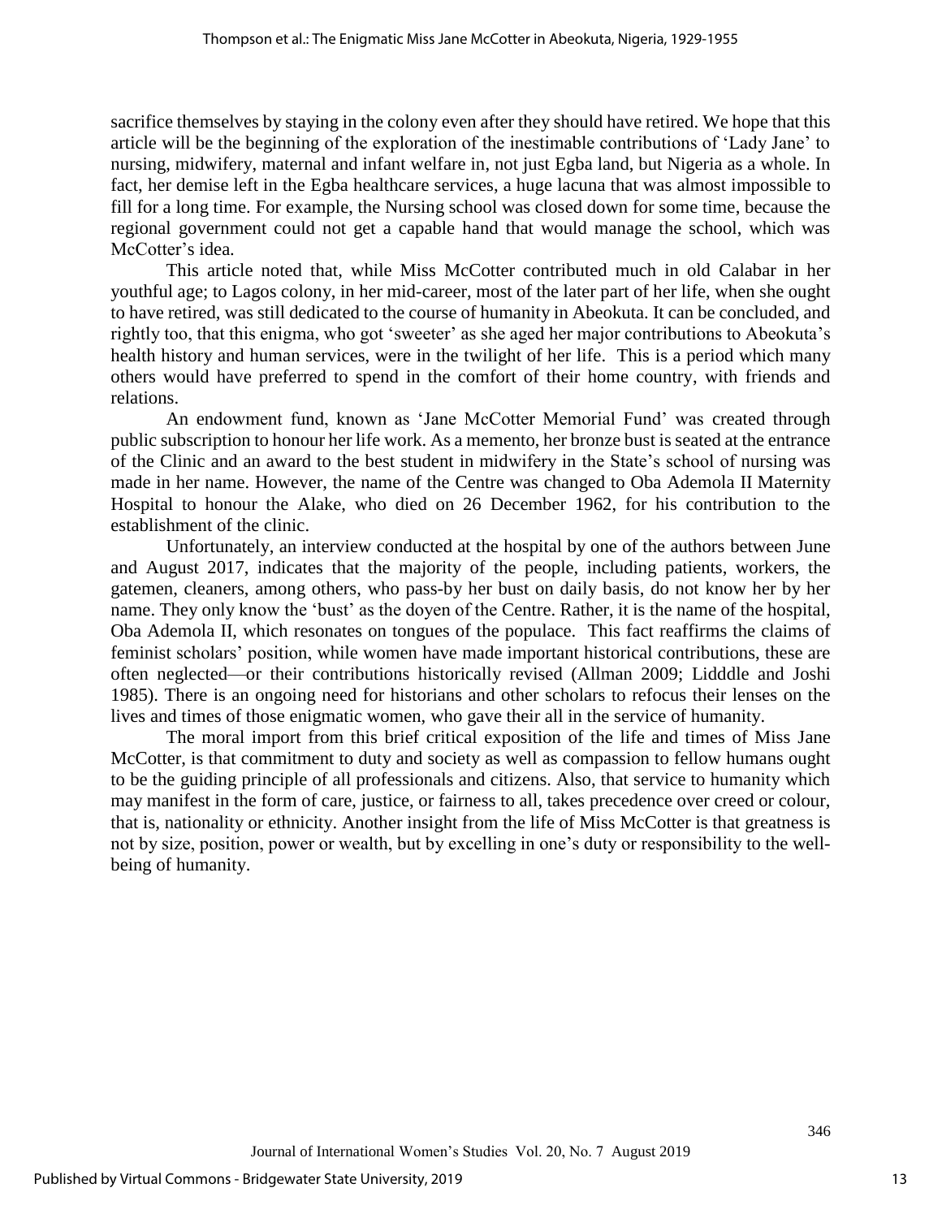sacrifice themselves by staying in the colony even after they should have retired. We hope that this article will be the beginning of the exploration of the inestimable contributions of 'Lady Jane' to nursing, midwifery, maternal and infant welfare in, not just Egba land, but Nigeria as a whole. In fact, her demise left in the Egba healthcare services, a huge lacuna that was almost impossible to fill for a long time. For example, the Nursing school was closed down for some time, because the regional government could not get a capable hand that would manage the school, which was McCotter's idea.

This article noted that, while Miss McCotter contributed much in old Calabar in her youthful age; to Lagos colony, in her mid-career, most of the later part of her life, when she ought to have retired, was still dedicated to the course of humanity in Abeokuta. It can be concluded, and rightly too, that this enigma, who got 'sweeter' as she aged her major contributions to Abeokuta's health history and human services, were in the twilight of her life. This is a period which many others would have preferred to spend in the comfort of their home country, with friends and relations.

An endowment fund, known as 'Jane McCotter Memorial Fund' was created through public subscription to honour her life work. As a memento, her bronze bust is seated at the entrance of the Clinic and an award to the best student in midwifery in the State's school of nursing was made in her name. However, the name of the Centre was changed to Oba Ademola II Maternity Hospital to honour the Alake, who died on 26 December 1962, for his contribution to the establishment of the clinic.

Unfortunately, an interview conducted at the hospital by one of the authors between June and August 2017, indicates that the majority of the people, including patients, workers, the gatemen, cleaners, among others, who pass-by her bust on daily basis, do not know her by her name. They only know the 'bust' as the doyen of the Centre. Rather, it is the name of the hospital, Oba Ademola II, which resonates on tongues of the populace. This fact reaffirms the claims of feminist scholars' position, while women have made important historical contributions, these are often neglected—or their contributions historically revised (Allman 2009; Lidddle and Joshi 1985). There is an ongoing need for historians and other scholars to refocus their lenses on the lives and times of those enigmatic women, who gave their all in the service of humanity.

The moral import from this brief critical exposition of the life and times of Miss Jane McCotter, is that commitment to duty and society as well as compassion to fellow humans ought to be the guiding principle of all professionals and citizens. Also, that service to humanity which may manifest in the form of care, justice, or fairness to all, takes precedence over creed or colour, that is, nationality or ethnicity. Another insight from the life of Miss McCotter is that greatness is not by size, position, power or wealth, but by excelling in one's duty or responsibility to the well-being of humanity.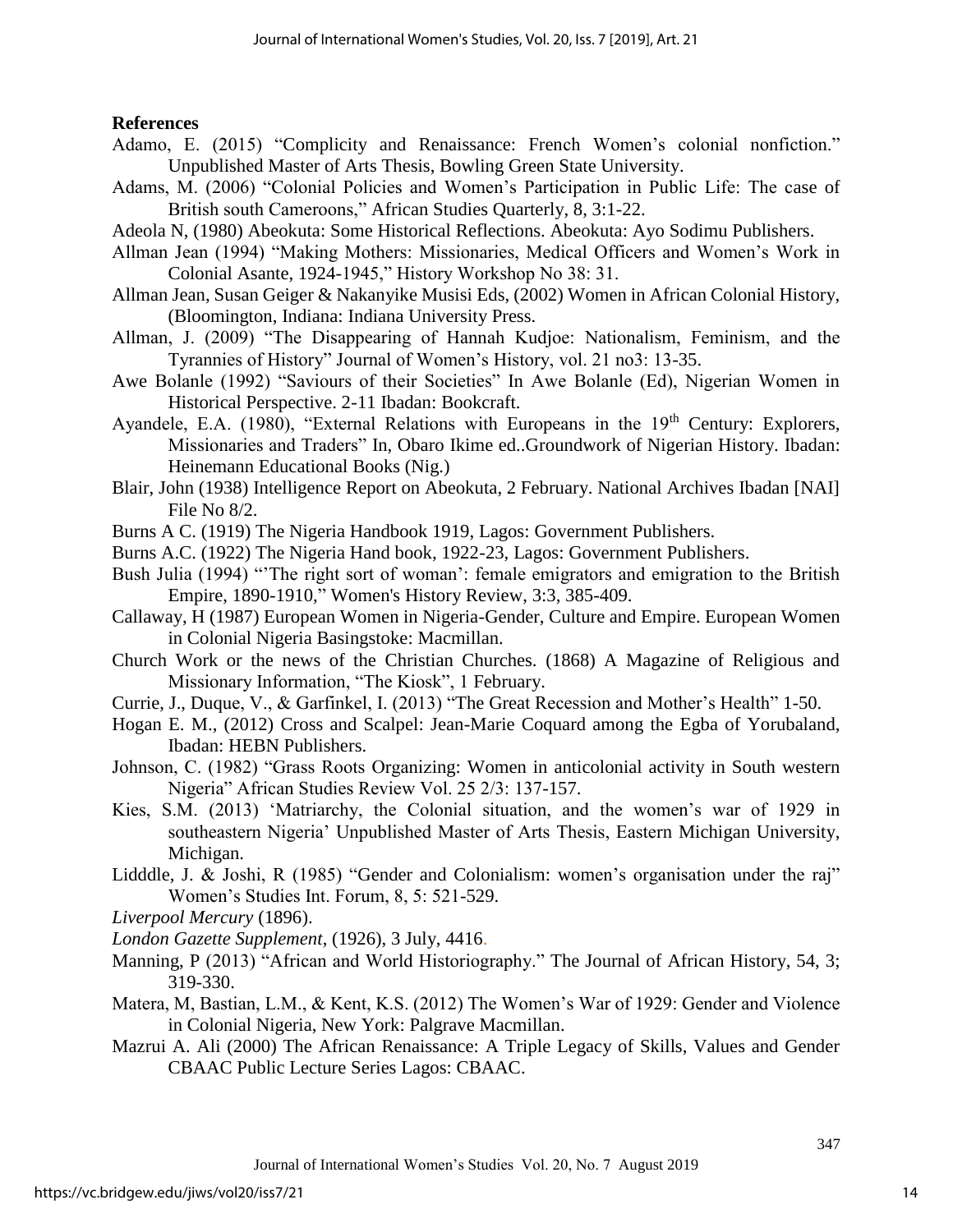## References

Adamo, E. (2015) "Complicity and Renaissance: French Women's colonial nonfiction." Unpublished Master of Arts Thesis, Bowling Green State University.

Adams, M. (2006) "Colonial Policies and Women's Participation in Public Life: The case of British south Cameroons," African Studies Quarterly, 8, 3:1-22.

Adeola N, (1980) Abeokuta: Some Historical Reflections. Abeokuta: Ayo Sodimu Publishers.

Allman Jean (1994) "Making Mothers: Missionaries, Medical Officers and Women's Work in Colonial Asante, 1924-1945," History Workshop No 38: 31.

Allman Jean, Susan Geiger & Nakanyike Musisi Eds, (2002) Women in African Colonial History, (Bloomington, Indiana: Indiana University Press.

Allman, J. (2009) "The Disappearing of Hannah Kudjoe: Nationalism, Feminism, and the Tyrannies of History" Journal of Women's History, vol. 21 no3: 13-35.

Awe Bolanle (1992) "Saviours of their Societies" In Awe Bolanle (Ed), Nigerian Women in Historical Perspective. 2-11 Ibadan: Bookcraft.

Ayandele, E.A. (1980), "External Relations with Europeans in the 19th Century: Explorers, Missionaries and Traders" In, Obaro Ikime ed..Groundwork of Nigerian History. Ibadan: Heinemann Educational Books (Nig.)

Blair, John (1938) Intelligence Report on Abeokuta, 2 February. National Archives Ibadan [NAI] File No 8/2.

Burns A C. (1919) The Nigeria Handbook 1919, Lagos: Government Publishers.

Burns A.C. (1922) The Nigeria Hand book, 1922-23, Lagos: Government Publishers.

Bush Julia (1994) "'The right sort of woman': female emigrators and emigration to the British Empire, 1890-1910," Women's History Review, 3:3, 385-409.

Callaway, H (1987) European Women in Nigeria-Gender, Culture and Empire. European Women in Colonial Nigeria Basingstoke: Macmillan.

Church Work or the news of the Christian Churches. (1868) A Magazine of Religious and Missionary Information, "The Kiosk", 1 February.

Currie, J., Duque, V., & Garfinkel, I. (2013) "The Great Recession and Mother's Health" 1-50.

Hogan E. M., (2012) Cross and Scalpel: Jean-Marie Coquard among the Egba of Yorubaland, Ibadan: HEBN Publishers.

Johnson, C. (1982) "Grass Roots Organizing: Women in anticolonial activity in South western Nigeria" African Studies Review Vol. 25 2/3: 137-157.

Kies, S.M. (2013) 'Matriarchy, the Colonial situation, and the women's war of 1929 in southeastern Nigeria' Unpublished Master of Arts Thesis, Eastern Michigan University, Michigan.

Lidddle, J. & Joshi, R (1985) "Gender and Colonialism: women's organisation under the raj" Women's Studies Int. Forum, 8, 5: 521-529.

*Liverpool Mercury* (1896).

*London Gazette Supplement*, (1926), 3 July, 4416.

Manning, P (2013) "African and World Historiography." The Journal of African History, 54, 3; 319-330.

Matera, M, Bastian, L.M., & Kent, K.S. (2012) The Women's War of 1929: Gender and Violence in Colonial Nigeria, New York: Palgrave Macmillan.

Mazrui A. Ali (2000) The African Renaissance: A Triple Legacy of Skills, Values and Gender CBAAC Public Lecture Series Lagos: CBAAC.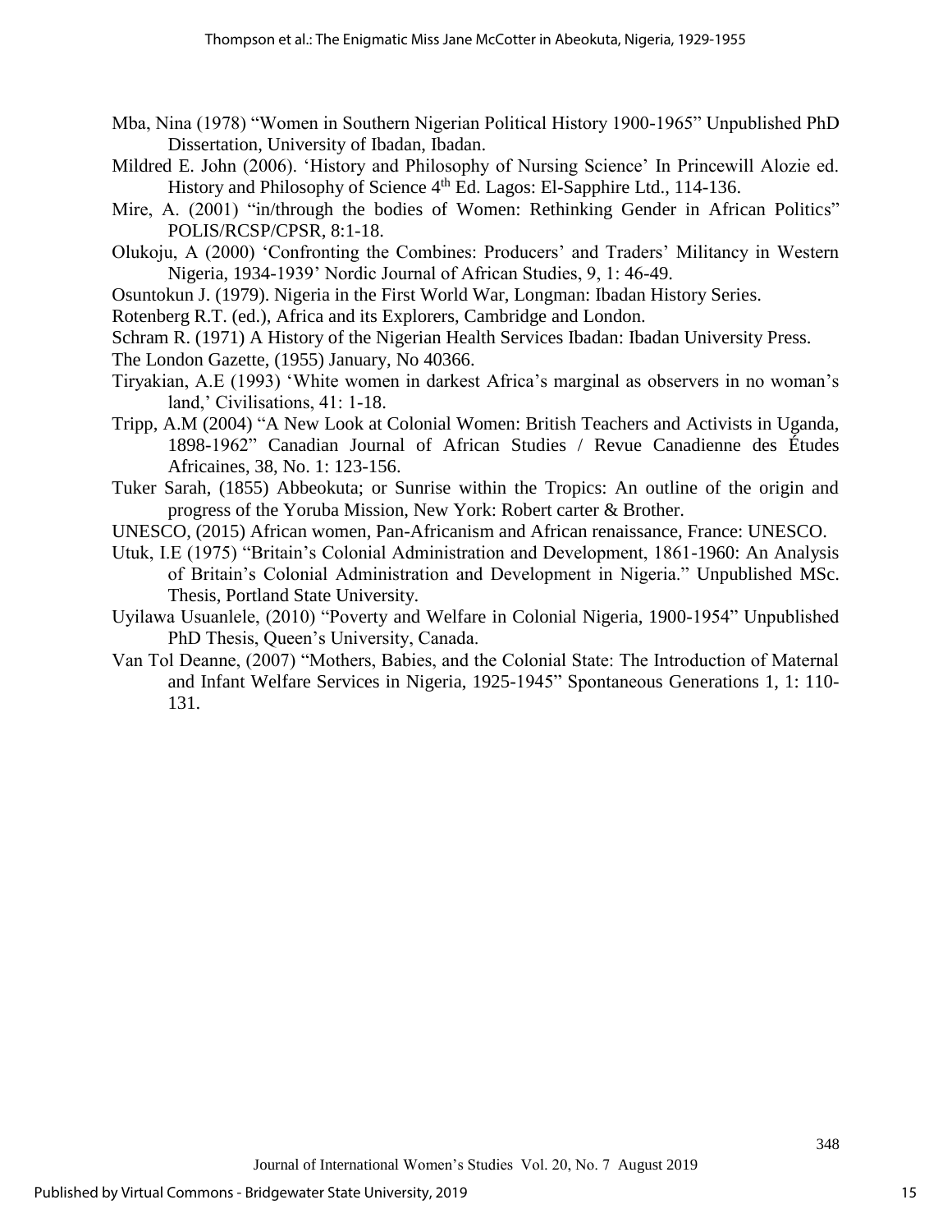Mba, Nina (1978) "Women in Southern Nigerian Political History 1900-1965" Unpublished PhD Dissertation, University of Ibadan, Ibadan.

Mildred E. John (2006). 'History and Philosophy of Nursing Science' In Princewill Alozie ed. History and Philosophy of Science 4th Ed. Lagos: El-Sapphire Ltd., 114-136.

Mire, A. (2001) "in/through the bodies of Women: Rethinking Gender in African Politics" POLIS/RCSP/CPSR, 8:1-18.

Olukoju, A (2000) 'Confronting the Combines: Producers' and Traders' Militancy in Western Nigeria, 1934-1939' Nordic Journal of African Studies, 9, 1: 46-49.

Osuntokun J. (1979). Nigeria in the First World War, Longman: Ibadan History Series.

Rotenberg R.T. (ed.), Africa and its Explorers, Cambridge and London.

Schram R. (1971) A History of the Nigerian Health Services Ibadan: Ibadan University Press.

The London Gazette, (1955) January, No 40366.

Tiryakian, A.E (1993) 'White women in darkest Africa's marginal as observers in no woman's land,' Civilisations, 41: 1-18.

Tripp, A.M (2004) "A New Look at Colonial Women: British Teachers and Activists in Uganda, 1898-1962" Canadian Journal of African Studies / Revue Canadienne des Études Africaines, 38, No. 1: 123-156.

Tuker Sarah, (1855) Abbeokuta; or Sunrise within the Tropics: An outline of the origin and progress of the Yoruba Mission, New York: Robert carter & Brother.

UNESCO, (2015) African women, Pan-Africanism and African renaissance, France: UNESCO.

Utuk, I.E (1975) "Britain's Colonial Administration and Development, 1861-1960: An Analysis of Britain's Colonial Administration and Development in Nigeria." Unpublished MSc. Thesis, Portland State University.

Uyilawa Usuanlele, (2010) "Poverty and Welfare in Colonial Nigeria, 1900-1954" Unpublished PhD Thesis, Queen's University, Canada.

Van Tol Deanne, (2007) "Mothers, Babies, and the Colonial State: The Introduction of Maternal and Infant Welfare Services in Nigeria, 1925-1945" Spontaneous Generations 1, 1: 110-131.